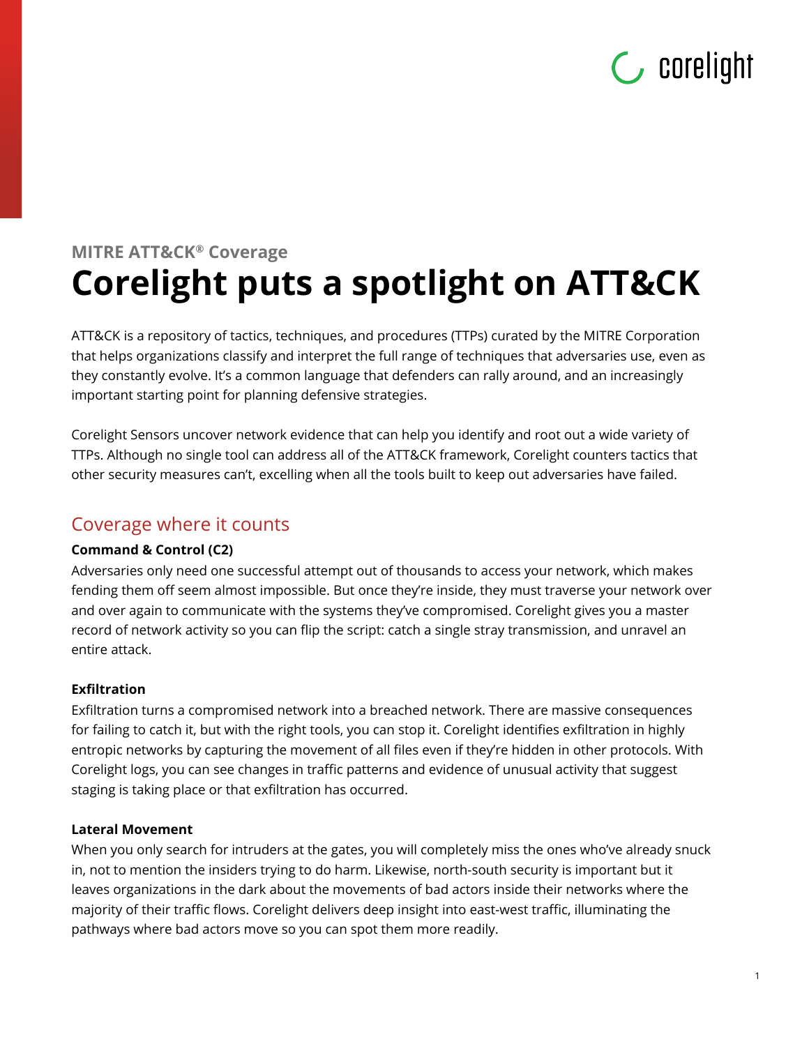### MITRE ATT&CK® Coverage

# Corelight puts a spotlight on ATT&CK

ATT&CK is a repository of tactics, techniques, and procedures (TTPs) curated by the MITRE Corporation that helps organizations classify and interpret the full range of techniques that adversaries use, even as they constantly evolve. It's a common language that defenders can rally around, and an increasingly important starting point for planning defensive strategies.

Corelight Sensors uncover network evidence that can help you identify and root out a wide variety of TTPs. Although no single tool can address all of the ATT&CK framework, Corelight counters tactics that other security measures can't, excelling when all the tools built to keep out adversaries have failed.

## Coverage where it counts

**Command & Control (C2)**

Adversaries only need one successful attempt out of thousands to access your network, which makes fending them off seem almost impossible. But once they're inside, they must traverse your network over and over again to communicate with the systems they've compromised. Corelight gives you a master record of network activity so you can flip the script: catch a single stray transmission, and unravel an entire attack.

**Exfiltration**

Exfiltration turns a compromised network into a breached network. There are massive consequences for failing to catch it, but with the right tools, you can stop it. Corelight identifies exfiltration in highly entropic networks by capturing the movement of all files even if they're hidden in other protocols. With Corelight logs, you can see changes in traffic patterns and evidence of unusual activity that suggest staging is taking place or that exfiltration has occurred.

**Lateral Movement**

When you only search for intruders at the gates, you will completely miss the ones who've already snuck in, not to mention the insiders trying to do harm. Likewise, north-south security is important but it leaves organizations in the dark about the movements of bad actors inside their networks where the majority of their traffic flows. Corelight delivers deep insight into east-west traffic, illuminating the pathways where bad actors move so you can spot them more readily.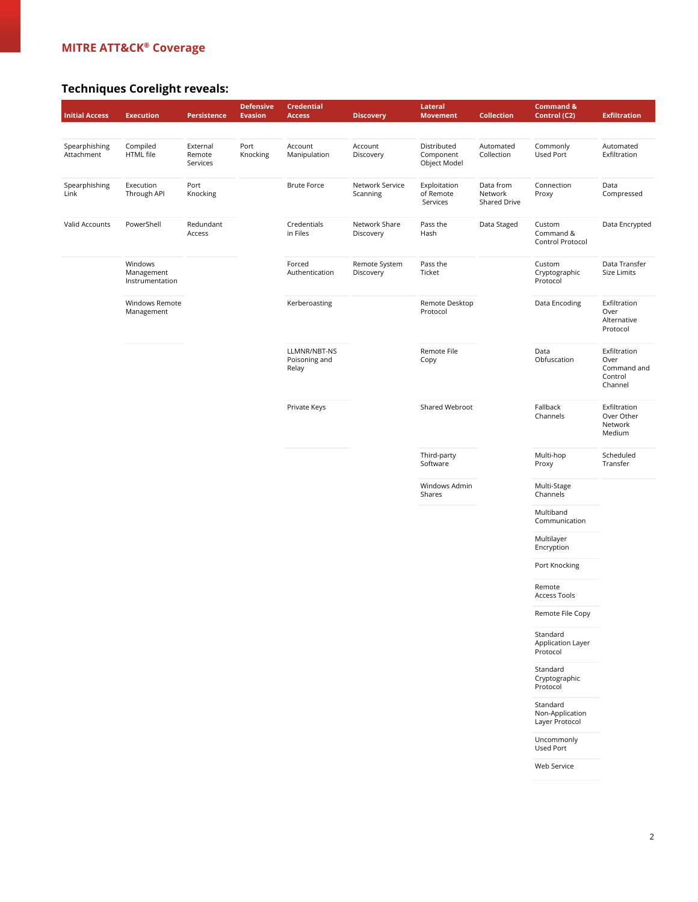## MITRE ATT&CK® Coverage

### Techniques Corelight reveals:

| Initial Access | Execution | Persistence | Defensive Evasion | Credential Access | Discovery | Lateral Movement | Collection | Command & Control (C2) | Exfiltration |
|---|---|---|---|---|---|---|---|---|---|
| Spearphishing Attachment | Compiled HTML file | External Remote Services | Port Knocking | Account Manipulation | Account Discovery | Distributed Component Object Model | Automated Collection | Commonly Used Port | Automated Exfiltration |
| Spearphishing Link | Execution Through API | Port Knocking | | Brute Force | Network Service Scanning | Exploitation of Remote Services | Data from Network Shared Drive | Connection Proxy | Data Compressed |
| Valid Accounts | PowerShell | Redundant Access | | Credentials in Files | Network Share Discovery | Pass the Hash | Data Staged | Custom Command & Control Protocol | Data Encrypted |
| | Windows Management Instrumentation | | | Forced Authentication | Remote System Discovery | Pass the Ticket | | Custom Cryptographic Protocol | Data Transfer Size Limits |
| | Windows Remote Management | | | Kerberoasting | | Remote Desktop Protocol | | Data Encoding | Exfiltration Over Alternative Protocol |
| | | | | LLMNR/NBT-NS Poisoning and Relay | | Remote File Copy | | Data Obfuscation | Exfiltration Over Command and Control Channel |
| | | | | Private Keys | | Shared Webroot | | Fallback Channels | Exfiltration Over Other Network Medium |
| | | | | | | Third-party Software | | Multi-hop Proxy | Scheduled Transfer |
| | | | | | | Windows Admin Shares | | Multi-Stage Channels | |
| | | | | | | | | Multiband Communication | |
| | | | | | | | | Multilayer Encryption | |
| | | | | | | | | Port Knocking | |
| | | | | | | | | Remote Access Tools | |
| | | | | | | | | Remote File Copy | |
| | | | | | | | | Standard Application Layer Protocol | |
| | | | | | | | | Standard Cryptographic Protocol | |
| | | | | | | | | Standard Non-Application Layer Protocol | |
| | | | | | | | | Uncommonly Used Port | |
| | | | | | | | | Web Service | |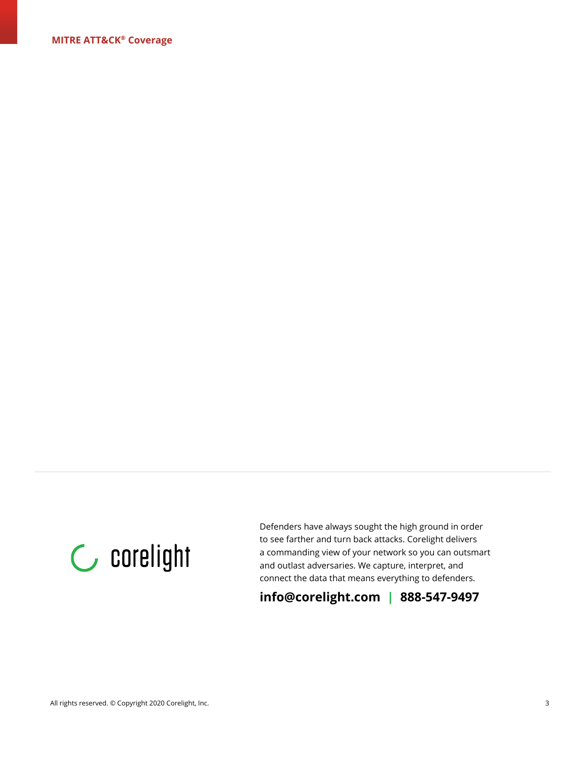corelight

Defenders have always sought the high ground in order to see farther and turn back attacks. Corelight delivers a commanding view of your network so you can outsmart and outlast adversaries. We capture, interpret, and connect the data that means everything to defenders.

**info@corelight.com | 888-547-9497**

All rights reserved. © Copyright 2020 Corelight, Inc.